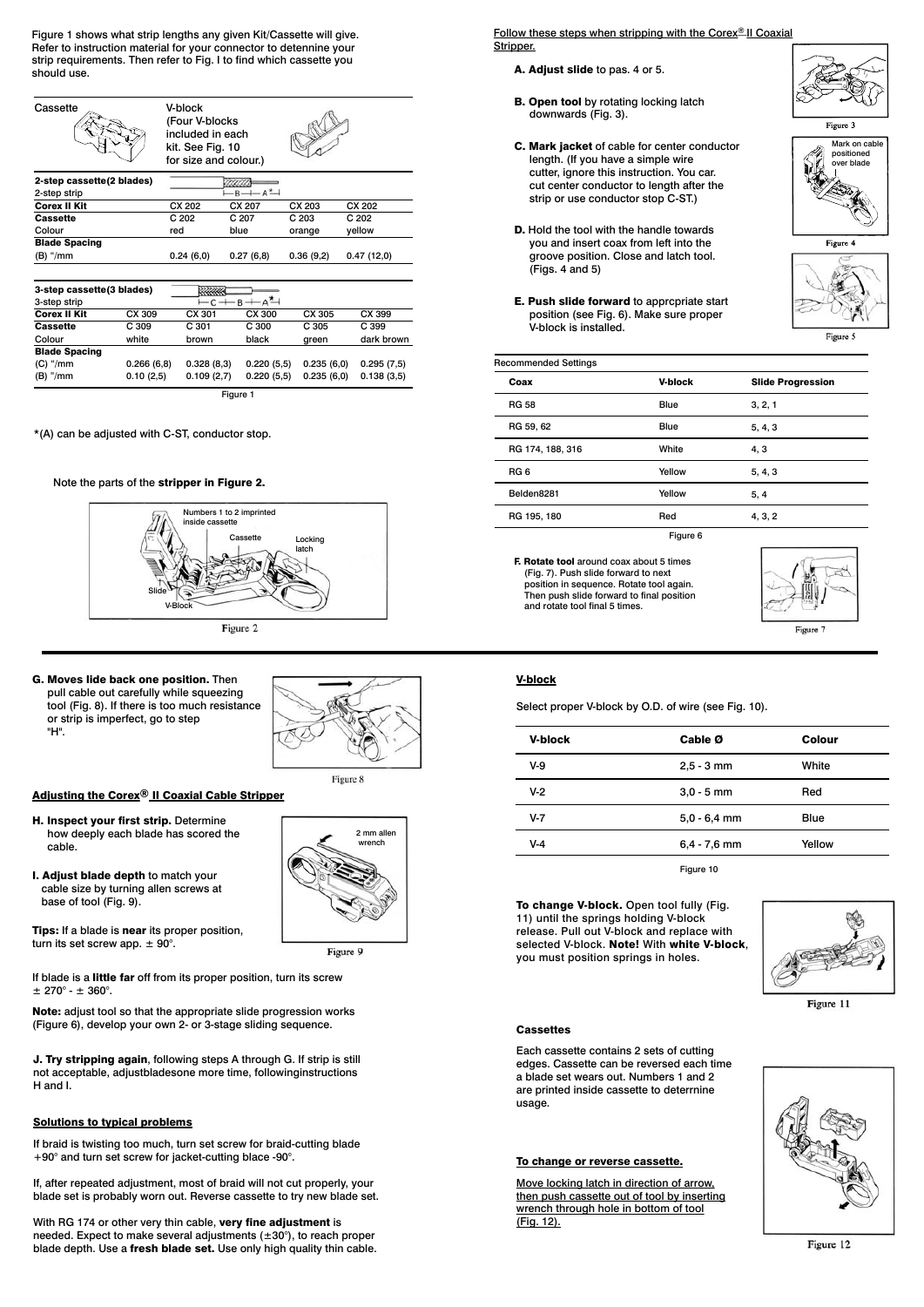Figure 1 shows what strip lengths any given Kit/Cassette will give. Refer to instruction material for your connector to detennine your strip requirements. Then refer to Fig. I to find which cassette you should use.

Cassette

V-block (Four V-blocks included in each kit. See Fig. 10 for size and colour.)

| 2-step cassette(2 blades) | | | | |
|---|---|---|---|---|
| 2-step strip | | | | |
| **Corex II Kit** | CX 202 | CX 207 | CX 203 | CX 202 |
| **Cassette** | C 202 | C 207 | C 203 | C 202 |
| Colour | red | blue | orange | yellow |
| **Blade Spacing** | | | | |
| (B) "/mm | 0.24 (6,0) | 0.27 (6,8) | 0.36 (9,2) | 0.47 (12,0) |

| 3-step cassette(3 blades) | | | | | |
|---|---|---|---|---|---|
| 3-step strip | | | | | |
| **Corex II Kit** | CX 309 | CX 301 | CX 300 | CX 305 | CX 399 |
| **Cassette** | C 309 | C 301 | C 300 | C 305 | C 399 |
| Colour | white | brown | black | green | dark brown |
| **Blade Spacing** | | | | | |
| (C) "/mm | 0.266 (6,8) | 0.328 (8,3) | 0.220 (5,5) | 0.235 (6,0) | 0.295 (7,5) |
| (B) "/mm | 0.10 (2,5) | 0.109 (2,7) | 0.220 (5,5) | 0.235 (6,0) | 0.138 (3,5) |

Figure 1

*(A) can be adjusted with C-ST, conductor stop.

Note the parts of the **stripper in Figure 2.**

Numbers 1 to 2 imprinted inside cassette — Cassette — Locking latch — Slide — V-Block

Figure 2

Follow these steps when stripping with the Corex® II Coaxial Stripper.

**A. Adjust slide** to pas. 4 or 5.

**B. Open tool** by rotating locking latch downwards (Fig. 3).

Figure 3

**C. Mark jacket** of cable for center conductor length. (If you have a simple wire cutter, ignore this instruction. You car. cut center conductor to length after the strip or use conductor stop C-ST.)

Mark on cable positioned over blade

Figure 4

**D.** Hold the tool with the handle towards you and insert coax from left into the groove position. Close and latch tool. (Figs. 4 and 5)

**E. Push slide forward** to apprcpriate start position (see Fig. 6). Make sure proper V-block is installed.

Figure 5

Recommended Settings

| Coax | V-block | Slide Progression |
|---|---|---|
| RG 58 | Blue | 3, 2, 1 |
| RG 59, 62 | Blue | 5, 4, 3 |
| RG 174, 188, 316 | White | 4, 3 |
| RG 6 | Yellow | 5, 4, 3 |
| Belden8281 | Yellow | 5, 4 |
| RG 195, 180 | Red | 4, 3, 2 |

Figure 6

**F. Rotate tool** around coax about 5 times (Fig. 7). Push slide forward to next position in sequence. Rotate tool again. Then push slide forward to final position and rotate tool final 5 times.

Figure 7

**G. Moves lide back one position.** Then pull cable out carefully while squeezing tool (Fig. 8). If there is too much resistance or strip is imperfect, go to step "H".

Figure 8

## Adjusting the Corex® II Coaxial Cable Stripper

**H. Inspect your first strip.** Determine how deeply each blade has scored the cable.

**I. Adjust blade depth** to match your cable size by turning allen screws at base of tool (Fig. 9).

2 mm allen wrench

Figure 9

**Tips:** If a blade is **near** its proper position, turn its set screw app. ± 90°.

If blade is a **little far** off from its proper position, turn its screw ± 270° - ± 360°.

**Note:** adjust tool so that the appropriate slide progression works (Figure 6), develop your own 2- or 3-stage sliding sequence.

**J. Try stripping again**, following steps A through G. If strip is still not acceptable, adjustbladesone more time, followinginstructions H and I.

## Solutions to typical problems

If braid is twisting too much, turn set screw for braid-cutting blade +90° and turn set screw for jacket-cutting blace -90°.

If, after repeated adjustment, most of braid will not cut properly, your blade set is probably worn out. Reverse cassette to try new blade set.

With RG 174 or other very thin cable, **very fine adjustment** is needed. Expect to make several adjustments (±30°), to reach proper blade depth. Use a **fresh blade set.** Use only high quality thin cable.

## V-block

Select proper V-block by O.D. of wire (see Fig. 10).

| V-block | Cable Ø | Colour |
|---|---|---|
| V-9 | 2,5 - 3 mm | White |
| V-2 | 3,0 - 5 mm | Red |
| V-7 | 5,0 - 6,4 mm | Blue |
| V-4 | 6,4 - 7,6 mm | Yellow |

Figure 10

**To change V-block.** Open tool fully (Fig. 11) until the springs holding V-block release. Pull out V-block and replace with selected V-block. **Note!** With **white V-block**, you must position springs in holes.

Figure 11

### Cassettes

Each cassette contains 2 sets of cutting edges. Cassette can be reversed each time a blade set wears out. Numbers 1 and 2 are printed inside cassette to deterrnine usage.

### To change or reverse cassette.

Move locking latch in direction of arrow, then push cassette out of tool by inserting wrench through hole in bottom of tool (Fig. 12).

Figure 12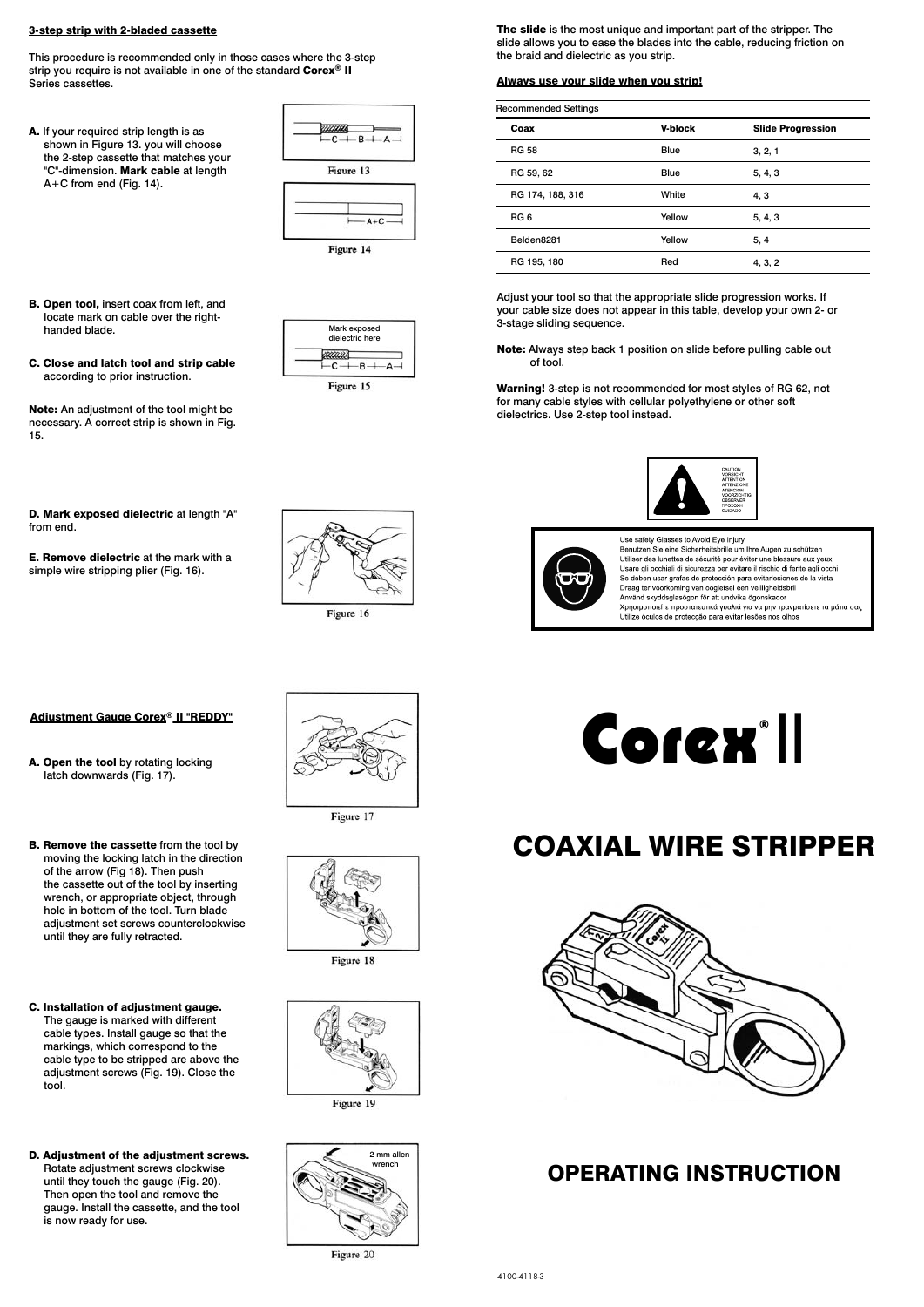**3-step strip with 2-bladed cassette**

This procedure is recommended only in those cases where the 3-step strip you require is not available in one of the standard **Corex® II** Series cassettes.

**A.** If your required strip length is as shown in Figure 13. you will choose the 2-step cassette that matches your "C"-dimension. **Mark cable** at length A+C from end (Fig. 14).

C B A

Figure 13

A+C

Figure 14

**B. Open tool,** insert coax from left, and locate mark on cable over the right-handed blade.

**C. Close and latch tool and strip cable** according to prior instruction.

Mark exposed dielectric here

C B A

Figure 15

**Note:** An adjustment of the tool might be necessary. A correct strip is shown in Fig. 15.

**D. Mark exposed dielectric** at length "A" from end.

**E. Remove dielectric** at the mark with a simple wire stripping plier (Fig. 16).

Figure 16

**Adjustment Gauge Corex® II "REDDY"**

**A. Open the tool** by rotating locking latch downwards (Fig. 17).

Figure 17

**B. Remove the cassette** from the tool by moving the locking latch in the direction of the arrow (Fig 18). Then push the cassette out of the tool by inserting wrench, or appropriate object, through hole in bottom of the tool. Turn blade adjustment set screws counterclockwise until they are fully retracted.

Figure 18

**C. Installation of adjustment gauge.** The gauge is marked with different cable types. Install gauge so that the markings, which correspond to the cable type to be stripped are above the adjustment screws (Fig. 19). Close the tool.

Figure 19

**D. Adjustment of the adjustment screws.** Rotate adjustment screws clockwise until they touch the gauge (Fig. 20). Then open the tool and remove the gauge. Install the cassette, and the tool is now ready for use.

2 mm allen wrench

Figure 20

**The slide** is the most unique and important part of the stripper. The slide allows you to ease the blades into the cable, reducing friction on the braid and dielectric as you strip.

**Always use your slide when you strip!**

Recommended Settings

| Coax | V-block | Slide Progression |
|---|---|---|
| RG 58 | Blue | 3, 2, 1 |
| RG 59, 62 | Blue | 5, 4, 3 |
| RG 174, 188, 316 | White | 4, 3 |
| RG 6 | Yellow | 5, 4, 3 |
| Belden8281 | Yellow | 5, 4 |
| RG 195, 180 | Red | 4, 3, 2 |

Adjust your tool so that the appropriate slide progression works. If your cable size does not appear in this table, develop your own 2- or 3-stage sliding sequence.

**Note:** Always step back 1 position on slide before pulling cable out of tool.

**Warning!** 3-step is not recommended for most styles of RG 62, not for many cable styles with cellular polyethylene or other soft dielectrics. Use 2-step tool instead.

CAUTION
VORSICHT
ATTENTION
ATTENZIONE
ATENCIÓN
VOORZICHTIG
OBSERVER
ΠΡΟΣΟΧΗ
CUIDADO

Use safety Glasses to Avoid Eye Injury
Benutzen Sie eine Sicherheitsbrille um Ihre Augen zu schützen
Utiliser des lunettes de sécurité pour éviter une blessure aux yeux
Usare gli occhiali di sicurezza per evitare il rischio di ferite agli occhi
Se deben usar grafas de protección para evitarlesiones de la vista
Draag ter voorkoming van oogletsel een veiligheidsbril
Använd skyddsglasögon för att undvika ögonskador
Χρησιμοποιείτε προστατευτικά γυαλιά για να μην τραυματίσετε τα μάτια σας
Utilize óculos de protecção para evitar lesões nos olhos

# Corex® II

# COAXIAL WIRE STRIPPER

# OPERATING INSTRUCTION

4100-4118-3